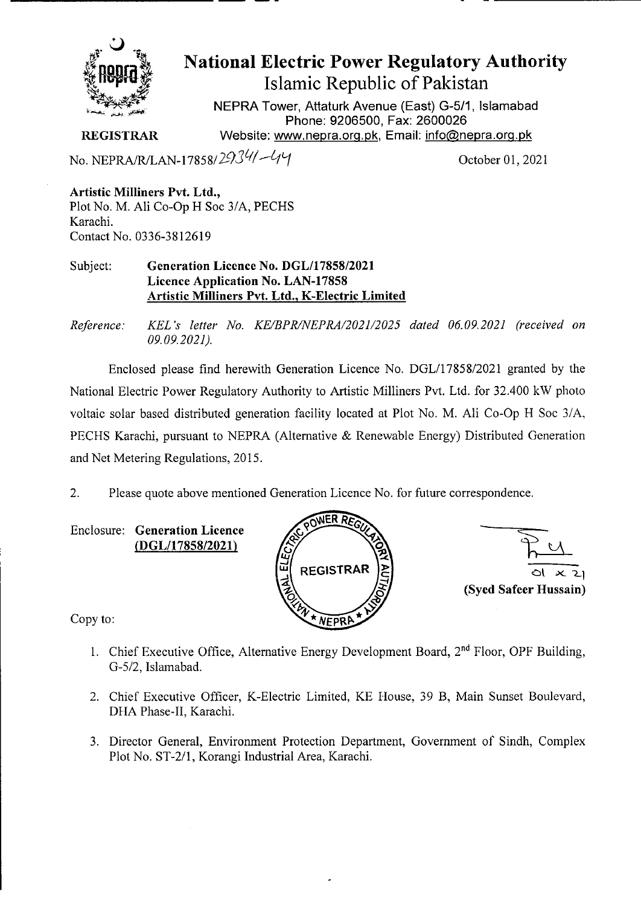# National Electric Power Regulatory Authority

## Islamic Republic of Pakistan

NEPRA Tower, Attaturk Avenue (East) G-5/1, Islamabad
Phone: 9206500, Fax: 2600026
Website: www.nepra.org.pk, Email: info@nepra.org.pk

**REGISTRAR**

No. NEPRA/R/LAN-17858/29341-44

October 01, 2021

**Artistic Milliners Pvt. Ltd.,**
Plot No. M. Ali Co-Op H Soc 3/A, PECHS
Karachi.
Contact No. 0336-3812619

Subject: **Generation Licence No. DGL/17858/2021**
**Licence Application No. LAN-17858**
**Artistic Milliners Pvt. Ltd., K-Electric Limited**

*Reference: KEL's letter No. KE/BPR/NEPRA/2021/2025 dated 06.09.2021 (received on 09.09.2021).*

Enclosed please find herewith Generation Licence No. DGL/17858/2021 granted by the National Electric Power Regulatory Authority to Artistic Milliners Pvt. Ltd. for 32.400 kW photo voltaic solar based distributed generation facility located at Plot No. M. Ali Co-Op H Soc 3/A, PECHS Karachi, pursuant to NEPRA (Alternative & Renewable Energy) Distributed Generation and Net Metering Regulations, 2015.

2. Please quote above mentioned Generation Licence No. for future correspondence.

Enclosure: **Generation Licence (DGL/17858/2021)**

01 x 21
**(Syed Safeer Hussain)**

Copy to:

1. Chief Executive Office, Alternative Energy Development Board, 2nd Floor, OPF Building, G-5/2, Islamabad.

2. Chief Executive Officer, K-Electric Limited, KE House, 39 B, Main Sunset Boulevard, DHA Phase-II, Karachi.

3. Director General, Environment Protection Department, Government of Sindh, Complex Plot No. ST-2/1, Korangi Industrial Area, Karachi.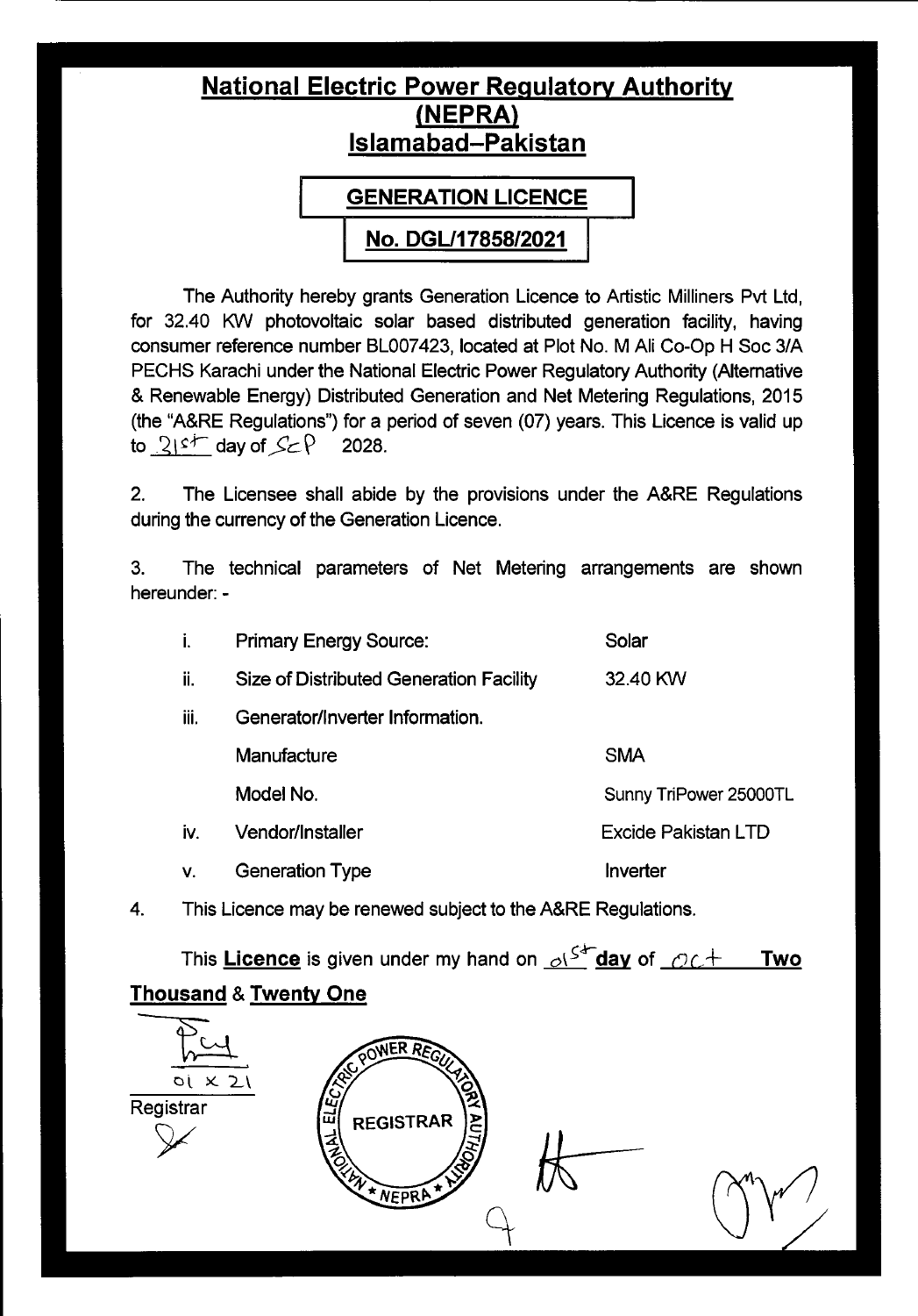# National Electric Power Regulatory Authority (NEPRA) Islamabad–Pakistan

## GENERATION LICENCE

## No. DGL/17858/2021

The Authority hereby grants Generation Licence to Artistic Milliners Pvt Ltd, for 32.40 KW photovoltaic solar based distributed generation facility, having consumer reference number BL007423, located at Plot No. M Ali Co-Op H Soc 3/A PECHS Karachi under the National Electric Power Regulatory Authority (Alternative & Renewable Energy) Distributed Generation and Net Metering Regulations, 2015 (the "A&RE Regulations") for a period of seven (07) years. This Licence is valid up to 21st day of Sep 2028.

2. The Licensee shall abide by the provisions under the A&RE Regulations during the currency of the Generation Licence.

3. The technical parameters of Net Metering arrangements are shown hereunder: -

| | | |
|---|---|---|
| i. | Primary Energy Source: | Solar |
| ii. | Size of Distributed Generation Facility | 32.40 KW |
| iii. | Generator/Inverter Information. | |
| | Manufacture | SMA |
| | Model No. | Sunny TriPower 25000TL |
| iv. | Vendor/Installer | Excide Pakistan LTD |
| v. | Generation Type | Inverter |

4. This Licence may be renewed subject to the A&RE Regulations.

This **Licence** is given under my hand on 01st **day** of Oct **Two Thousand** & **Twenty One**

01 x 21
Registrar

REGISTRAR
NATIONAL ELECTRIC POWER REGULATORY AUTHORITY * NEPRA *